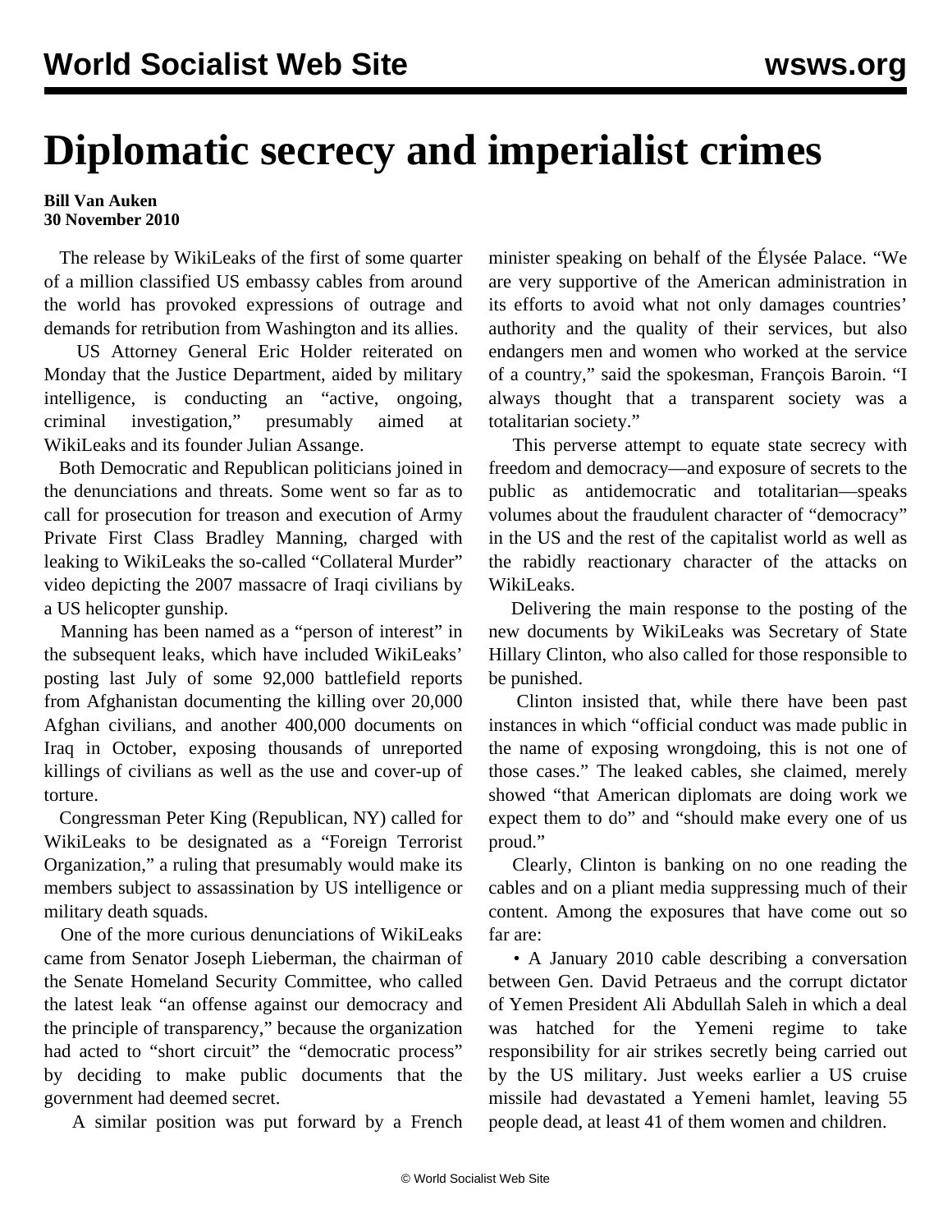# Diplomatic secrecy and imperialist crimes

**Bill Van Auken**
**30 November 2010**

The release by WikiLeaks of the first of some quarter of a million classified US embassy cables from around the world has provoked expressions of outrage and demands for retribution from Washington and its allies.

US Attorney General Eric Holder reiterated on Monday that the Justice Department, aided by military intelligence, is conducting an "active, ongoing, criminal investigation," presumably aimed at WikiLeaks and its founder Julian Assange.

Both Democratic and Republican politicians joined in the denunciations and threats. Some went so far as to call for prosecution for treason and execution of Army Private First Class Bradley Manning, charged with leaking to WikiLeaks the so-called "Collateral Murder" video depicting the 2007 massacre of Iraqi civilians by a US helicopter gunship.

Manning has been named as a "person of interest" in the subsequent leaks, which have included WikiLeaks' posting last July of some 92,000 battlefield reports from Afghanistan documenting the killing over 20,000 Afghan civilians, and another 400,000 documents on Iraq in October, exposing thousands of unreported killings of civilians as well as the use and cover-up of torture.

Congressman Peter King (Republican, NY) called for WikiLeaks to be designated as a "Foreign Terrorist Organization," a ruling that presumably would make its members subject to assassination by US intelligence or military death squads.

One of the more curious denunciations of WikiLeaks came from Senator Joseph Lieberman, the chairman of the Senate Homeland Security Committee, who called the latest leak "an offense against our democracy and the principle of transparency," because the organization had acted to "short circuit" the "democratic process" by deciding to make public documents that the government had deemed secret.

A similar position was put forward by a French minister speaking on behalf of the Élysée Palace. "We are very supportive of the American administration in its efforts to avoid what not only damages countries' authority and the quality of their services, but also endangers men and women who worked at the service of a country," said the spokesman, François Baroin. "I always thought that a transparent society was a totalitarian society."

This perverse attempt to equate state secrecy with freedom and democracy—and exposure of secrets to the public as antidemocratic and totalitarian—speaks volumes about the fraudulent character of "democracy" in the US and the rest of the capitalist world as well as the rabidly reactionary character of the attacks on WikiLeaks.

Delivering the main response to the posting of the new documents by WikiLeaks was Secretary of State Hillary Clinton, who also called for those responsible to be punished.

Clinton insisted that, while there have been past instances in which "official conduct was made public in the name of exposing wrongdoing, this is not one of those cases." The leaked cables, she claimed, merely showed "that American diplomats are doing work we expect them to do" and "should make every one of us proud."

Clearly, Clinton is banking on no one reading the cables and on a pliant media suppressing much of their content. Among the exposures that have come out so far are:

• A January 2010 cable describing a conversation between Gen. David Petraeus and the corrupt dictator of Yemen President Ali Abdullah Saleh in which a deal was hatched for the Yemeni regime to take responsibility for air strikes secretly being carried out by the US military. Just weeks earlier a US cruise missile had devastated a Yemeni hamlet, leaving 55 people dead, at least 41 of them women and children.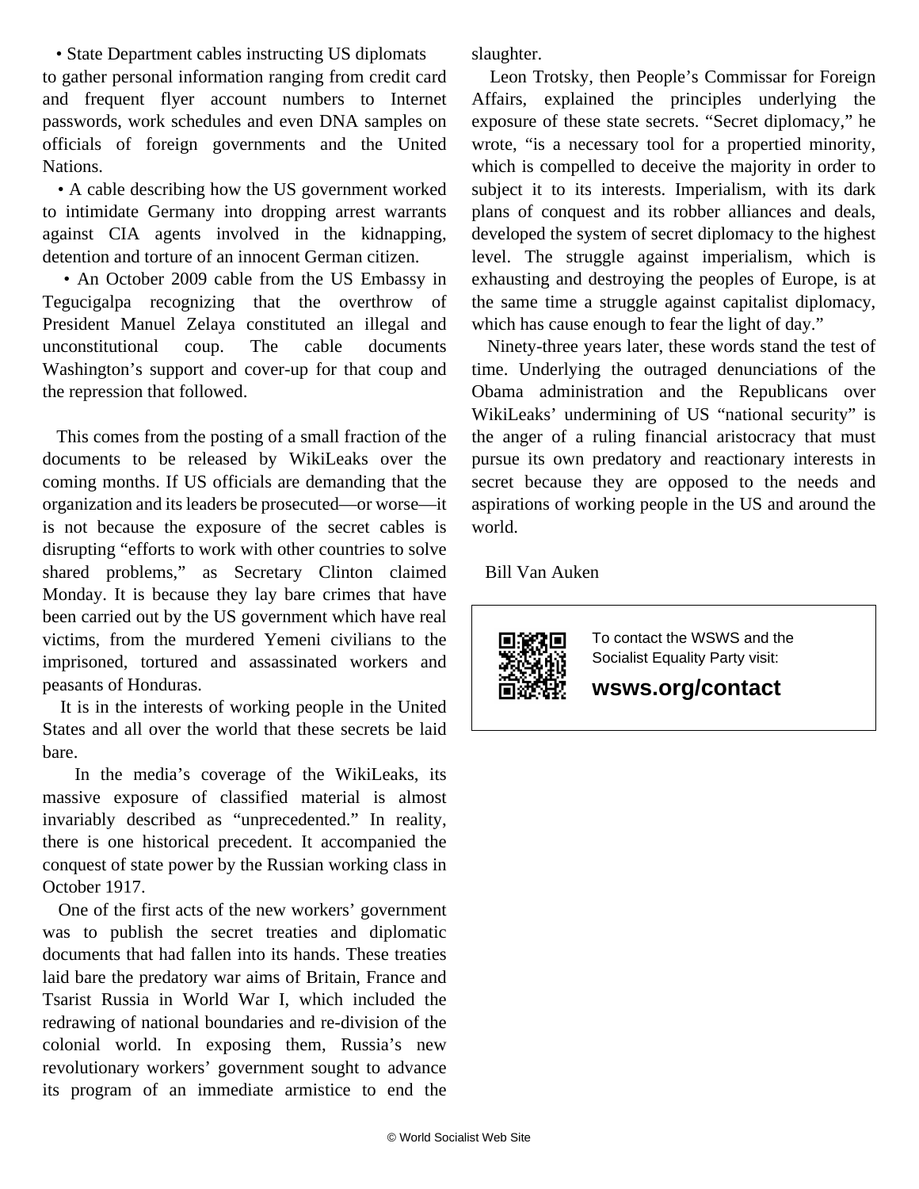- State Department cables instructing US diplomats to gather personal information ranging from credit card and frequent flyer account numbers to Internet passwords, work schedules and even DNA samples on officials of foreign governments and the United Nations.
- A cable describing how the US government worked to intimidate Germany into dropping arrest warrants against CIA agents involved in the kidnapping, detention and torture of an innocent German citizen.
- An October 2009 cable from the US Embassy in Tegucigalpa recognizing that the overthrow of President Manuel Zelaya constituted an illegal and unconstitutional coup. The cable documents Washington's support and cover-up for that coup and the repression that followed.

This comes from the posting of a small fraction of the documents to be released by WikiLeaks over the coming months. If US officials are demanding that the organization and its leaders be prosecuted—or worse—it is not because the exposure of the secret cables is disrupting "efforts to work with other countries to solve shared problems," as Secretary Clinton claimed Monday. It is because they lay bare crimes that have been carried out by the US government which have real victims, from the murdered Yemeni civilians to the imprisoned, tortured and assassinated workers and peasants of Honduras.

It is in the interests of working people in the United States and all over the world that these secrets be laid bare.

In the media's coverage of the WikiLeaks, its massive exposure of classified material is almost invariably described as "unprecedented." In reality, there is one historical precedent. It accompanied the conquest of state power by the Russian working class in October 1917.

One of the first acts of the new workers' government was to publish the secret treaties and diplomatic documents that had fallen into its hands. These treaties laid bare the predatory war aims of Britain, France and Tsarist Russia in World War I, which included the redrawing of national boundaries and re-division of the colonial world. In exposing them, Russia's new revolutionary workers' government sought to advance its program of an immediate armistice to end the slaughter.

Leon Trotsky, then People's Commissar for Foreign Affairs, explained the principles underlying the exposure of these state secrets. "Secret diplomacy," he wrote, "is a necessary tool for a propertied minority, which is compelled to deceive the majority in order to subject it to its interests. Imperialism, with its dark plans of conquest and its robber alliances and deals, developed the system of secret diplomacy to the highest level. The struggle against imperialism, which is exhausting and destroying the peoples of Europe, is at the same time a struggle against capitalist diplomacy, which has cause enough to fear the light of day."

Ninety-three years later, these words stand the test of time. Underlying the outraged denunciations of the Obama administration and the Republicans over WikiLeaks' undermining of US "national security" is the anger of a ruling financial aristocracy that must pursue its own predatory and reactionary interests in secret because they are opposed to the needs and aspirations of working people in the US and around the world.

Bill Van Auken

To contact the WSWS and the Socialist Equality Party visit:

**wsws.org/contact**